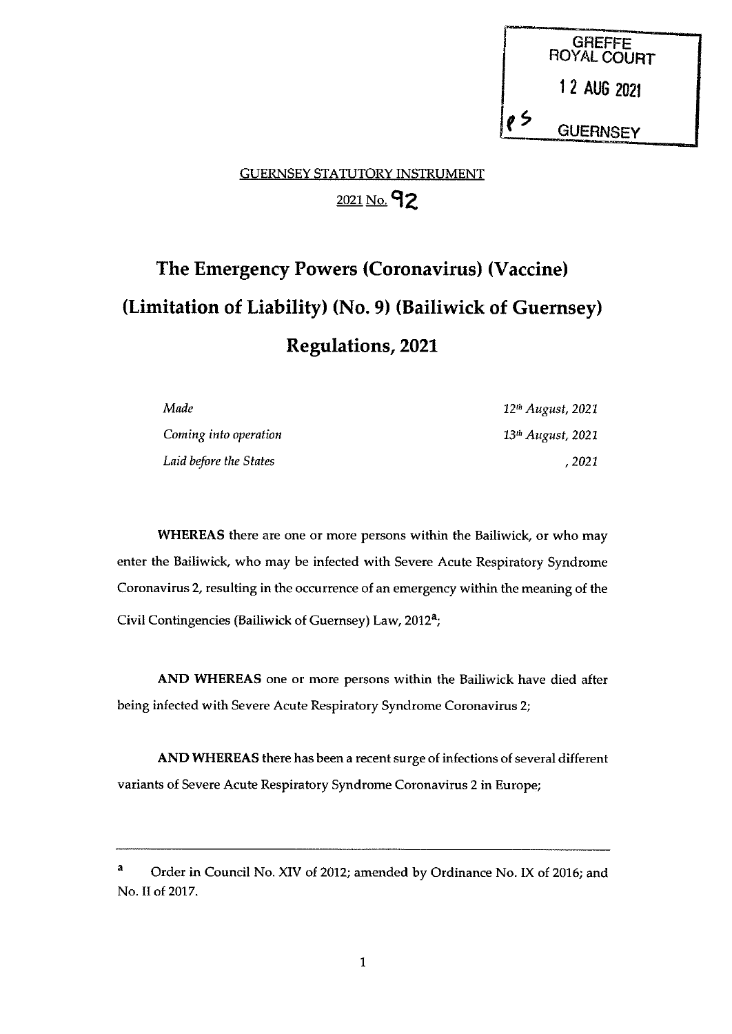GREFFE
ROYAL COURT
12 AUG 2021
GUERNSEY

GUERNSEY STATUTORY INSTRUMENT

2021 No. 92

# The Emergency Powers (Coronavirus) (Vaccine) (Limitation of Liability) (No. 9) (Bailiwick of Guernsey) Regulations, 2021

| | |
|---|---|
| *Made* | *12th August, 2021* |
| *Coming into operation* | *13th August, 2021* |
| *Laid before the States* | *, 2021* |

**WHEREAS** there are one or more persons within the Bailiwick, or who may enter the Bailiwick, who may be infected with Severe Acute Respiratory Syndrome Coronavirus 2, resulting in the occurrence of an emergency within the meaning of the Civil Contingencies (Bailiwick of Guernsey) Law, 2012[a];

**AND WHEREAS** one or more persons within the Bailiwick have died after being infected with Severe Acute Respiratory Syndrome Coronavirus 2;

**AND WHEREAS** there has been a recent surge of infections of several different variants of Severe Acute Respiratory Syndrome Coronavirus 2 in Europe;

---

[a] Order in Council No. XIV of 2012; amended by Ordinance No. IX of 2016; and No. II of 2017.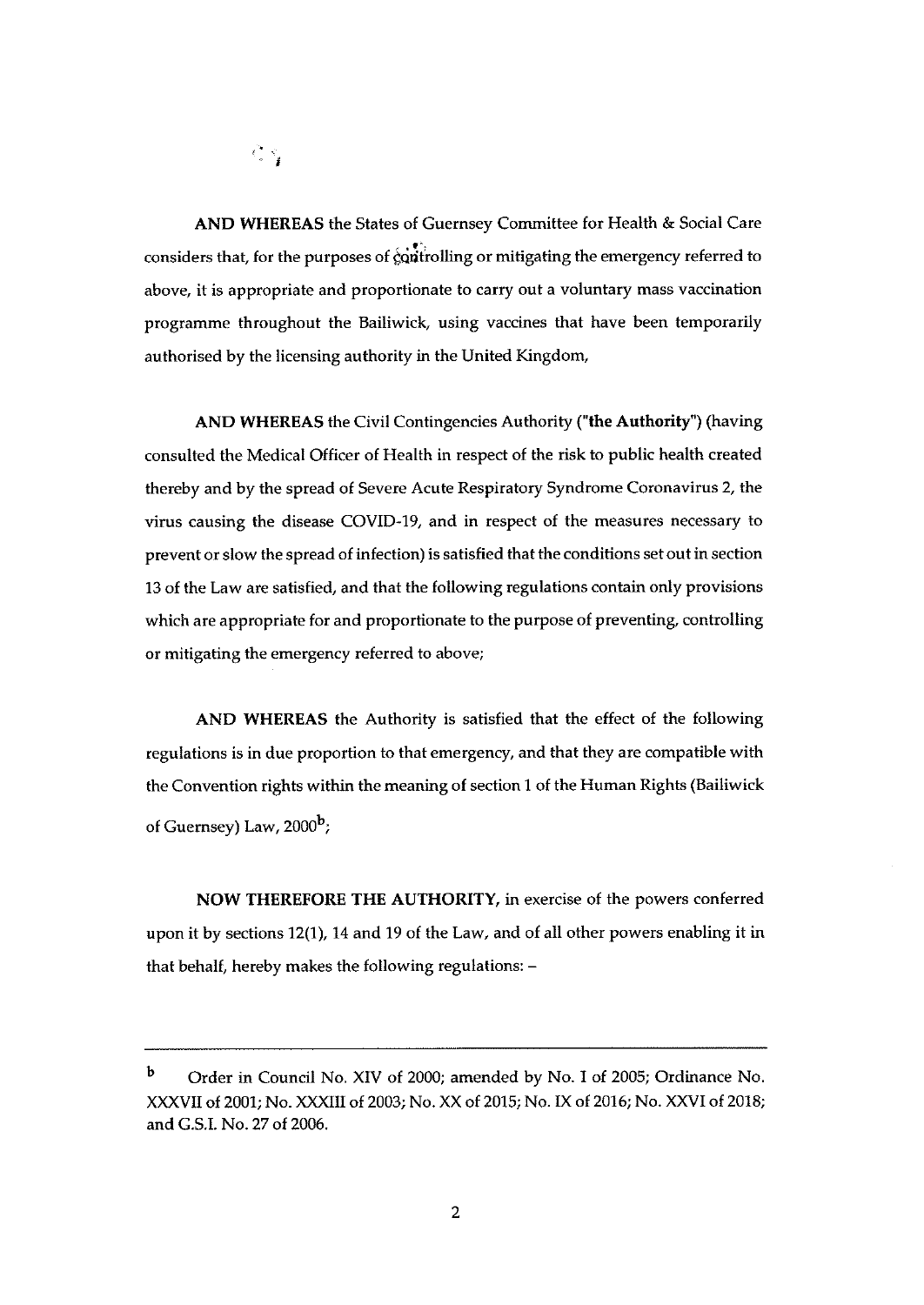**AND WHEREAS** the States of Guernsey Committee for Health & Social Care considers that, for the purposes of controlling or mitigating the emergency referred to above, it is appropriate and proportionate to carry out a voluntary mass vaccination programme throughout the Bailiwick, using vaccines that have been temporarily authorised by the licensing authority in the United Kingdom,

**AND WHEREAS** the Civil Contingencies Authority (**"the Authority"**) (having consulted the Medical Officer of Health in respect of the risk to public health created thereby and by the spread of Severe Acute Respiratory Syndrome Coronavirus 2, the virus causing the disease COVID-19, and in respect of the measures necessary to prevent or slow the spread of infection) is satisfied that the conditions set out in section 13 of the Law are satisfied, and that the following regulations contain only provisions which are appropriate for and proportionate to the purpose of preventing, controlling or mitigating the emergency referred to above;

**AND WHEREAS** the Authority is satisfied that the effect of the following regulations is in due proportion to that emergency, and that they are compatible with the Convention rights within the meaning of section 1 of the Human Rights (Bailiwick of Guernsey) Law, 2000[b];

**NOW THEREFORE THE AUTHORITY,** in exercise of the powers conferred upon it by sections 12(1), 14 and 19 of the Law, and of all other powers enabling it in that behalf, hereby makes the following regulations: –

---

[b] Order in Council No. XIV of 2000; amended by No. I of 2005; Ordinance No. XXXVII of 2001; No. XXXIII of 2003; No. XX of 2015; No. IX of 2016; No. XXVI of 2018; and G.S.I. No. 27 of 2006.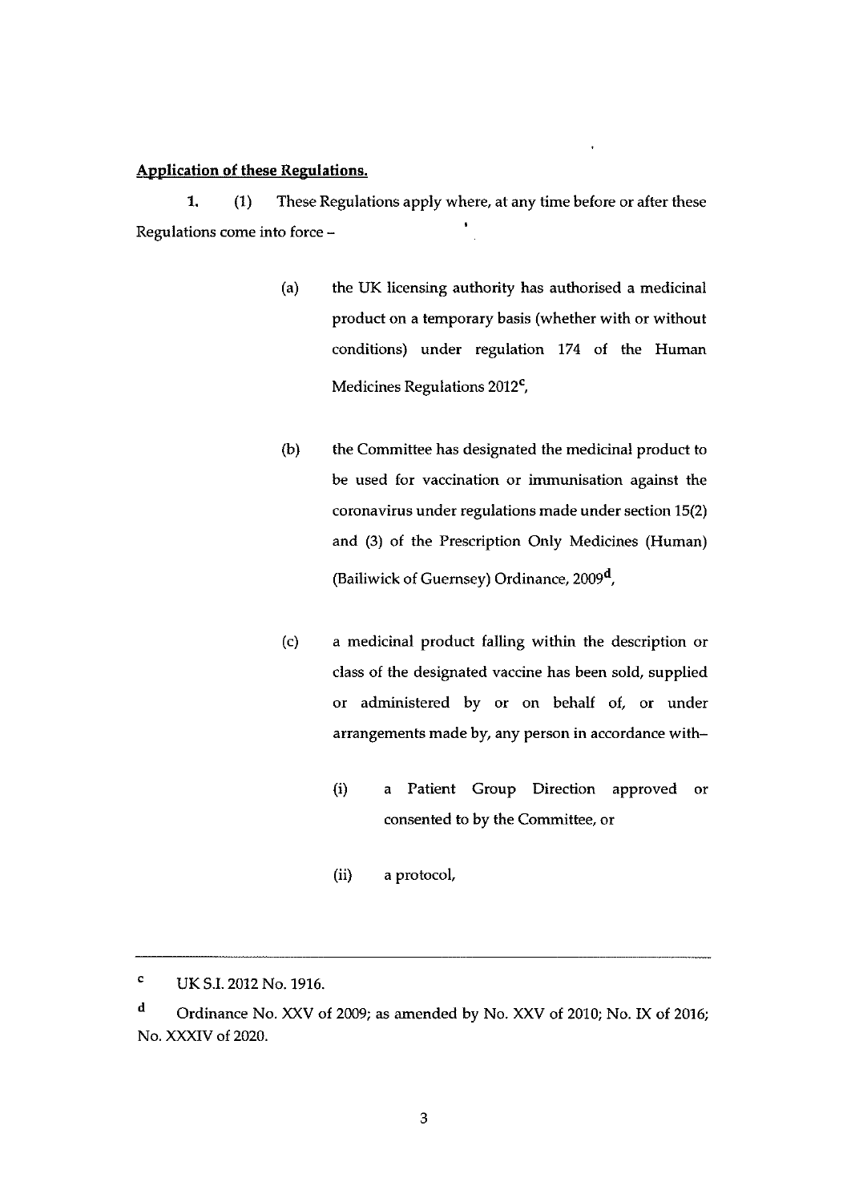**Application of these Regulations.**

1. (1) These Regulations apply where, at any time before or after these Regulations come into force –

   (a) the UK licensing authority has authorised a medicinal product on a temporary basis (whether with or without conditions) under regulation 174 of the Human Medicines Regulations 2012[c],

   (b) the Committee has designated the medicinal product to be used for vaccination or immunisation against the coronavirus under regulations made under section 15(2) and (3) of the Prescription Only Medicines (Human) (Bailiwick of Guernsey) Ordinance, 2009[d],

   (c) a medicinal product falling within the description or class of the designated vaccine has been sold, supplied or administered by or on behalf of, or under arrangements made by, any person in accordance with–

      (i) a Patient Group Direction approved or consented to by the Committee, or

      (ii) a protocol,

---

[c] UK S.I. 2012 No. 1916.

[d] Ordinance No. XXV of 2009; as amended by No. XXV of 2010; No. IX of 2016; No. XXXIV of 2020.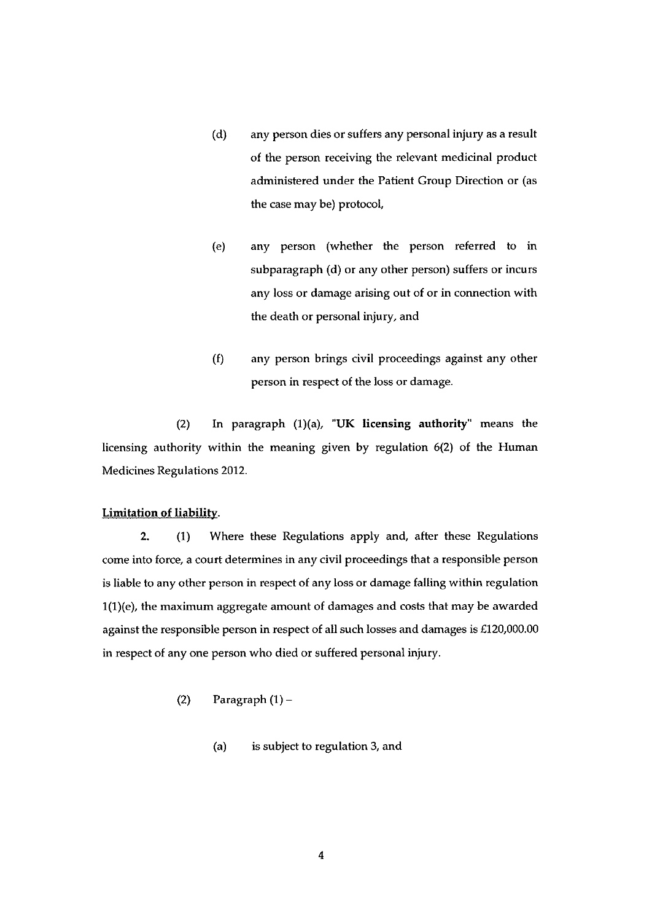(d) any person dies or suffers any personal injury as a result of the person receiving the relevant medicinal product administered under the Patient Group Direction or (as the case may be) protocol,

(e) any person (whether the person referred to in subparagraph (d) or any other person) suffers or incurs any loss or damage arising out of or in connection with the death or personal injury, and

(f) any person brings civil proceedings against any other person in respect of the loss or damage.

(2) In paragraph (1)(a), **"UK licensing authority"** means the licensing authority within the meaning given by regulation 6(2) of the Human Medicines Regulations 2012.

**Limitation of liability.**

**2.** (1) Where these Regulations apply and, after these Regulations come into force, a court determines in any civil proceedings that a responsible person is liable to any other person in respect of any loss or damage falling within regulation 1(1)(e), the maximum aggregate amount of damages and costs that may be awarded against the responsible person in respect of all such losses and damages is £120,000.00 in respect of any one person who died or suffered personal injury.

(2) Paragraph (1) –

(a) is subject to regulation 3, and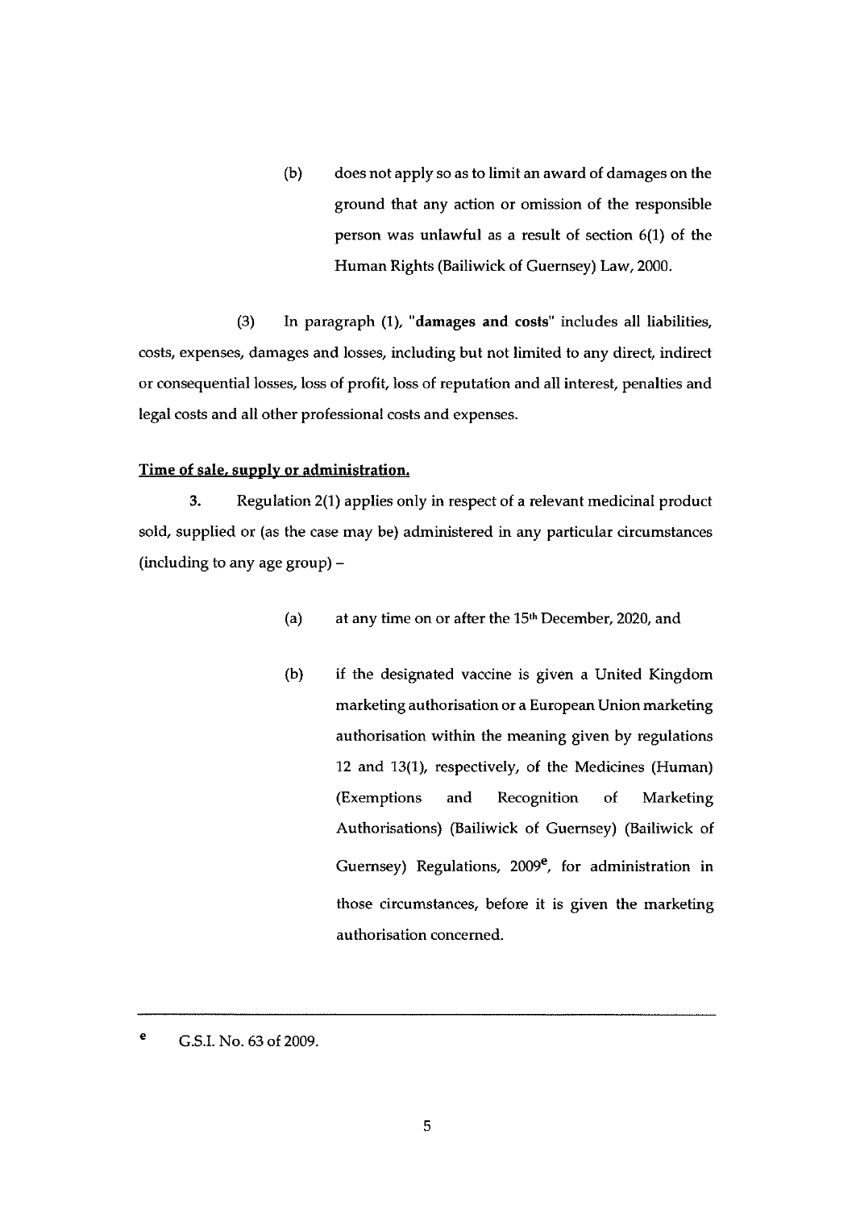(b) does not apply so as to limit an award of damages on the ground that any action or omission of the responsible person was unlawful as a result of section 6(1) of the Human Rights (Bailiwick of Guernsey) Law, 2000.

(3) In paragraph (1), "**damages and costs**" includes all liabilities, costs, expenses, damages and losses, including but not limited to any direct, indirect or consequential losses, loss of profit, loss of reputation and all interest, penalties and legal costs and all other professional costs and expenses.

**Time of sale, supply or administration.**

**3.** Regulation 2(1) applies only in respect of a relevant medicinal product sold, supplied or (as the case may be) administered in any particular circumstances (including to any age group) –

(a) at any time on or after the 15th December, 2020, and

(b) if the designated vaccine is given a United Kingdom marketing authorisation or a European Union marketing authorisation within the meaning given by regulations 12 and 13(1), respectively, of the Medicines (Human) (Exemptions and Recognition of Marketing Authorisations) (Bailiwick of Guernsey) (Bailiwick of Guernsey) Regulations, 2009[e], for administration in those circumstances, before it is given the marketing authorisation concerned.

---

[e] G.S.I. No. 63 of 2009.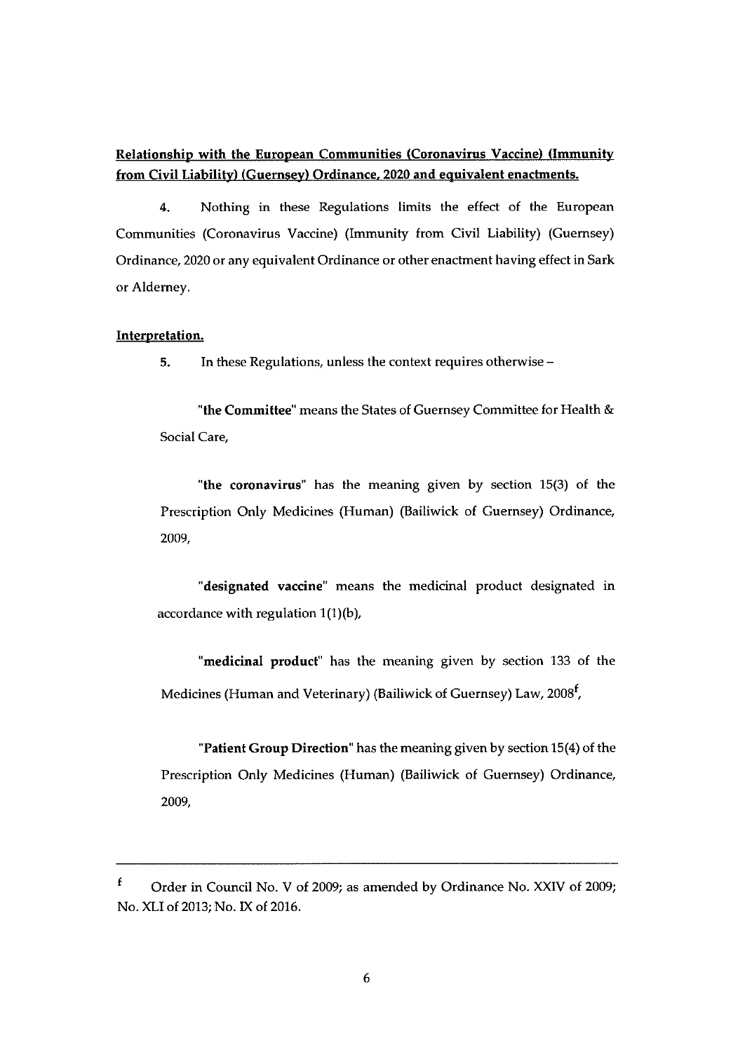**Relationship with the European Communities (Coronavirus Vaccine) (Immunity from Civil Liability) (Guernsey) Ordinance, 2020 and equivalent enactments.**

4. Nothing in these Regulations limits the effect of the European Communities (Coronavirus Vaccine) (Immunity from Civil Liability) (Guernsey) Ordinance, 2020 or any equivalent Ordinance or other enactment having effect in Sark or Alderney.

**Interpretation.**

5. In these Regulations, unless the context requires otherwise –

"**the Committee**" means the States of Guernsey Committee for Health & Social Care,

"**the coronavirus**" has the meaning given by section 15(3) of the Prescription Only Medicines (Human) (Bailiwick of Guernsey) Ordinance, 2009,

"**designated vaccine**" means the medicinal product designated in accordance with regulation 1(1)(b),

"**medicinal product**" has the meaning given by section 133 of the Medicines (Human and Veterinary) (Bailiwick of Guernsey) Law, 2008[f],

"**Patient Group Direction**" has the meaning given by section 15(4) of the Prescription Only Medicines (Human) (Bailiwick of Guernsey) Ordinance, 2009,

---

[f] Order in Council No. V of 2009; as amended by Ordinance No. XXIV of 2009; No. XLI of 2013; No. IX of 2016.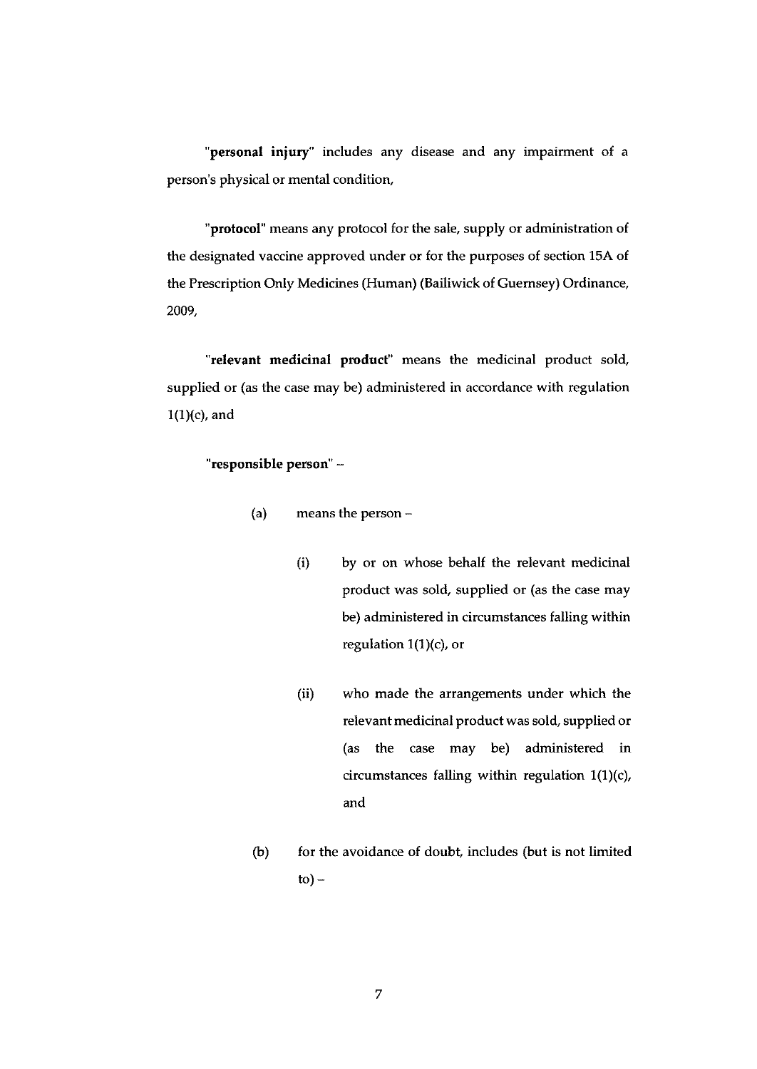**"personal injury"** includes any disease and any impairment of a person's physical or mental condition,

**"protocol"** means any protocol for the sale, supply or administration of the designated vaccine approved under or for the purposes of section 15A of the Prescription Only Medicines (Human) (Bailiwick of Guernsey) Ordinance, 2009,

**"relevant medicinal product"** means the medicinal product sold, supplied or (as the case may be) administered in accordance with regulation 1(1)(c), and

**"responsible person"** –

(a) means the person –

(i) by or on whose behalf the relevant medicinal product was sold, supplied or (as the case may be) administered in circumstances falling within regulation 1(1)(c), or

(ii) who made the arrangements under which the relevant medicinal product was sold, supplied or (as the case may be) administered in circumstances falling within regulation 1(1)(c), and

(b) for the avoidance of doubt, includes (but is not limited to) –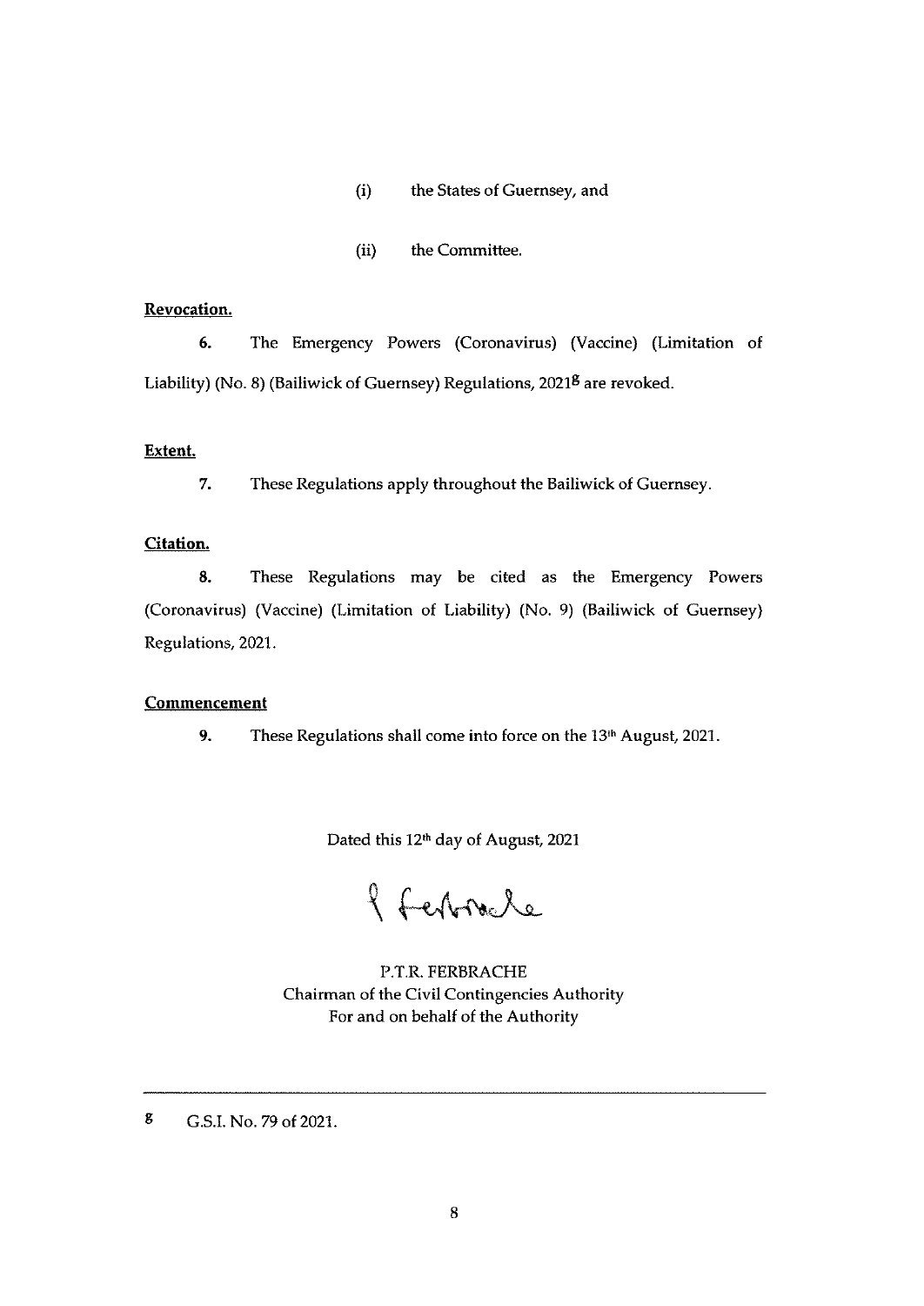(i) the States of Guernsey, and

(ii) the Committee.

**Revocation.**

**6.** The Emergency Powers (Coronavirus) (Vaccine) (Limitation of Liability) (No. 8) (Bailiwick of Guernsey) Regulations, 2021[g] are revoked.

**Extent.**

**7.** These Regulations apply throughout the Bailiwick of Guernsey.

**Citation.**

**8.** These Regulations may be cited as the Emergency Powers (Coronavirus) (Vaccine) (Limitation of Liability) (No. 9) (Bailiwick of Guernsey) Regulations, 2021.

**Commencement**

**9.** These Regulations shall come into force on the 13th August, 2021.

Dated this 12th day of August, 2021

P.T.R. FERBRACHE
Chairman of the Civil Contingencies Authority
For and on behalf of the Authority

---

[g] G.S.I. No. 79 of 2021.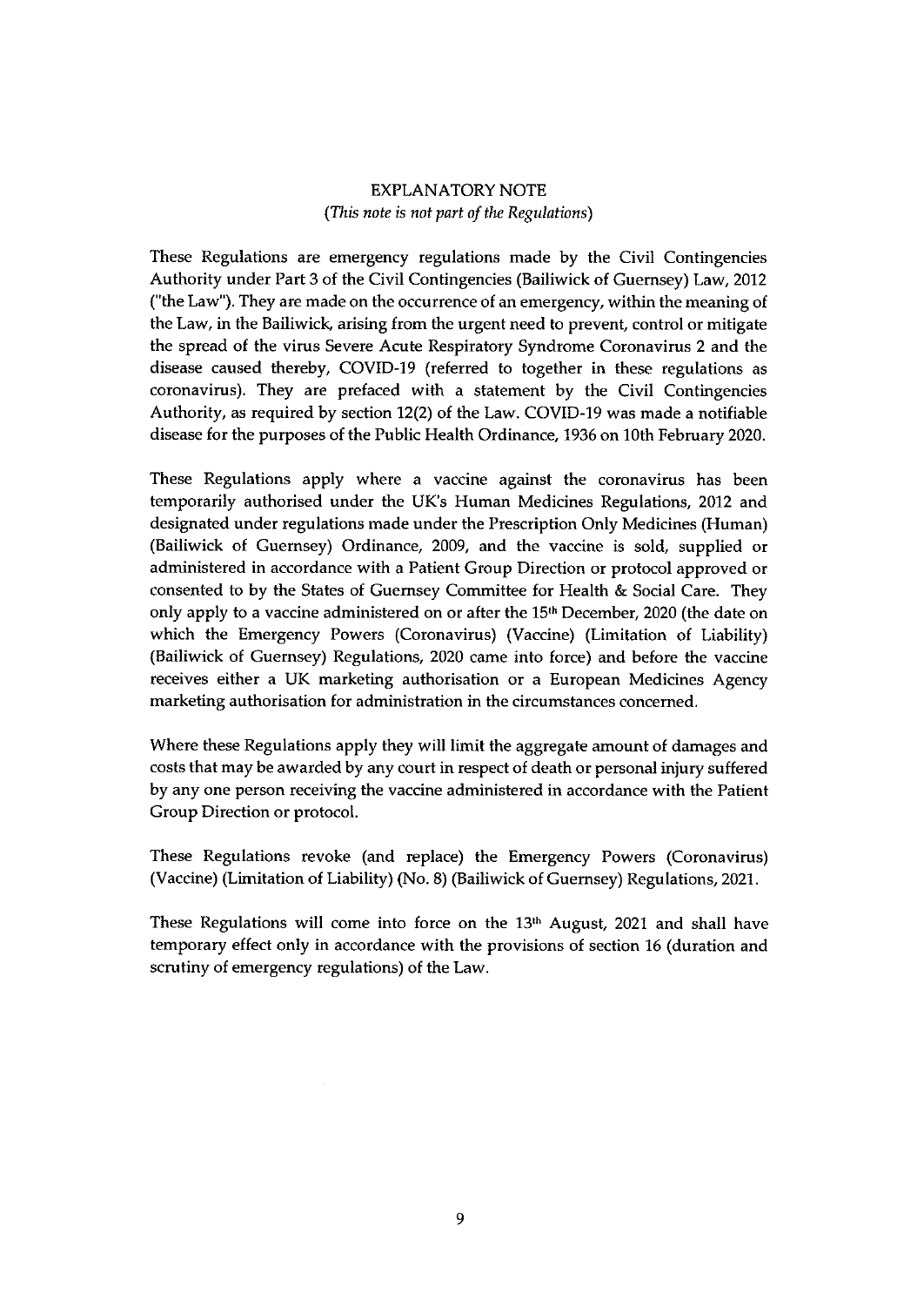# EXPLANATORY NOTE

*(This note is not part of the Regulations)*

These Regulations are emergency regulations made by the Civil Contingencies Authority under Part 3 of the Civil Contingencies (Bailiwick of Guernsey) Law, 2012 ("the Law"). They are made on the occurrence of an emergency, within the meaning of the Law, in the Bailiwick, arising from the urgent need to prevent, control or mitigate the spread of the virus Severe Acute Respiratory Syndrome Coronavirus 2 and the disease caused thereby, COVID-19 (referred to together in these regulations as coronavirus). They are prefaced with a statement by the Civil Contingencies Authority, as required by section 12(2) of the Law. COVID-19 was made a notifiable disease for the purposes of the Public Health Ordinance, 1936 on 10th February 2020.

These Regulations apply where a vaccine against the coronavirus has been temporarily authorised under the UK's Human Medicines Regulations, 2012 and designated under regulations made under the Prescription Only Medicines (Human) (Bailiwick of Guernsey) Ordinance, 2009, and the vaccine is sold, supplied or administered in accordance with a Patient Group Direction or protocol approved or consented to by the States of Guernsey Committee for Health & Social Care. They only apply to a vaccine administered on or after the 15th December, 2020 (the date on which the Emergency Powers (Coronavirus) (Vaccine) (Limitation of Liability) (Bailiwick of Guernsey) Regulations, 2020 came into force) and before the vaccine receives either a UK marketing authorisation or a European Medicines Agency marketing authorisation for administration in the circumstances concerned.

Where these Regulations apply they will limit the aggregate amount of damages and costs that may be awarded by any court in respect of death or personal injury suffered by any one person receiving the vaccine administered in accordance with the Patient Group Direction or protocol.

These Regulations revoke (and replace) the Emergency Powers (Coronavirus) (Vaccine) (Limitation of Liability) (No. 8) (Bailiwick of Guernsey) Regulations, 2021.

These Regulations will come into force on the 13th August, 2021 and shall have temporary effect only in accordance with the provisions of section 16 (duration and scrutiny of emergency regulations) of the Law.